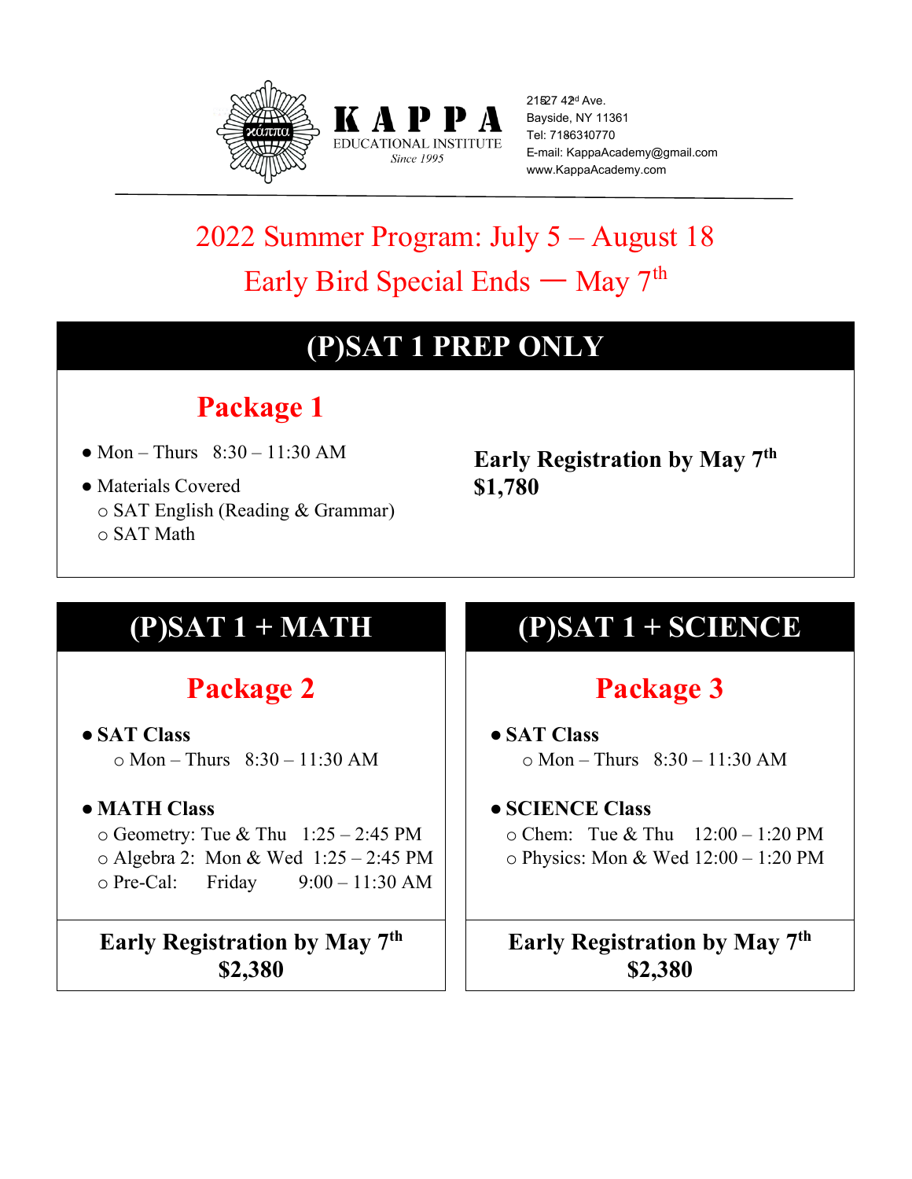KAPPA EDUCATIONAL INSTITUTE
*Since 1995*

215-27 42nd Ave.
Bayside, NY 11361
Tel: 718-631-0770
E-mail: KappaAcademy@gmail.com
www.KappaAcademy.com

# 2022 Summer Program: July 5 – August 18

## Early Bird Special Ends — May 7th

## (P)SAT 1 PREP ONLY

### Package 1

- Mon – Thurs 8:30 – 11:30 AM
- Materials Covered
  - SAT English (Reading & Grammar)
  - SAT Math

**Early Registration by May 7th**
**$1,780**

## (P)SAT 1 + MATH

### Package 2

- **SAT Class**
  - Mon – Thurs 8:30 – 11:30 AM
- **MATH Class**
  - Geometry: Tue & Thu 1:25 – 2:45 PM
  - Algebra 2: Mon & Wed 1:25 – 2:45 PM
  - Pre-Cal: Friday 9:00 – 11:30 AM

**Early Registration by May 7th**
**$2,380**

## (P)SAT 1 + SCIENCE

### Package 3

- **SAT Class**
  - Mon – Thurs 8:30 – 11:30 AM
- **SCIENCE Class**
  - Chem: Tue & Thu 12:00 – 1:20 PM
  - Physics: Mon & Wed 12:00 – 1:20 PM

**Early Registration by May 7th**
**$2,380**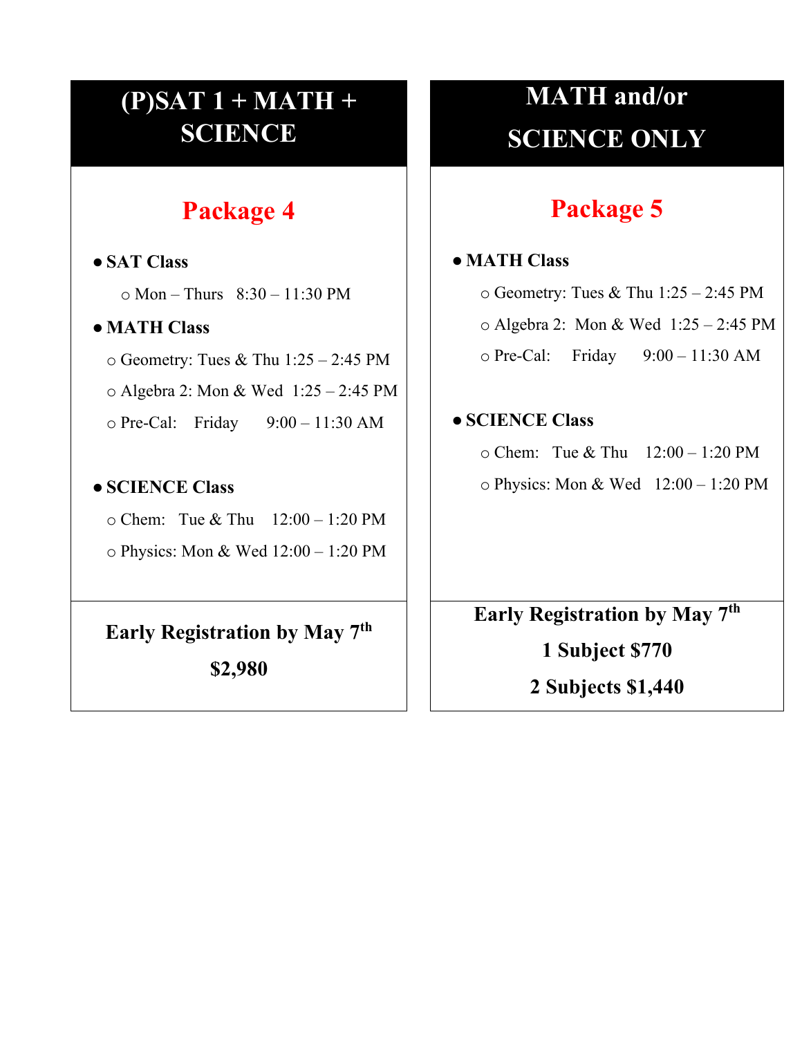## (P)SAT 1 + MATH + SCIENCE

### Package 4

- **SAT Class**
  - Mon – Thurs 8:30 – 11:30 PM
- **MATH Class**
  - Geometry: Tues & Thu 1:25 – 2:45 PM
  - Algebra 2: Mon & Wed 1:25 – 2:45 PM
  - Pre-Cal: Friday 9:00 – 11:30 AM
- **SCIENCE Class**
  - Chem: Tue & Thu 12:00 – 1:20 PM
  - Physics: Mon & Wed 12:00 – 1:20 PM

**Early Registration by May 7th**

**$2,980**

## MATH and/or SCIENCE ONLY

### Package 5

- **MATH Class**
  - Geometry: Tues & Thu 1:25 – 2:45 PM
  - Algebra 2: Mon & Wed 1:25 – 2:45 PM
  - Pre-Cal: Friday 9:00 – 11:30 AM
- **SCIENCE Class**
  - Chem: Tue & Thu 12:00 – 1:20 PM
  - Physics: Mon & Wed 12:00 – 1:20 PM

**Early Registration by May 7th**

**1 Subject $770**

**2 Subjects $1,440**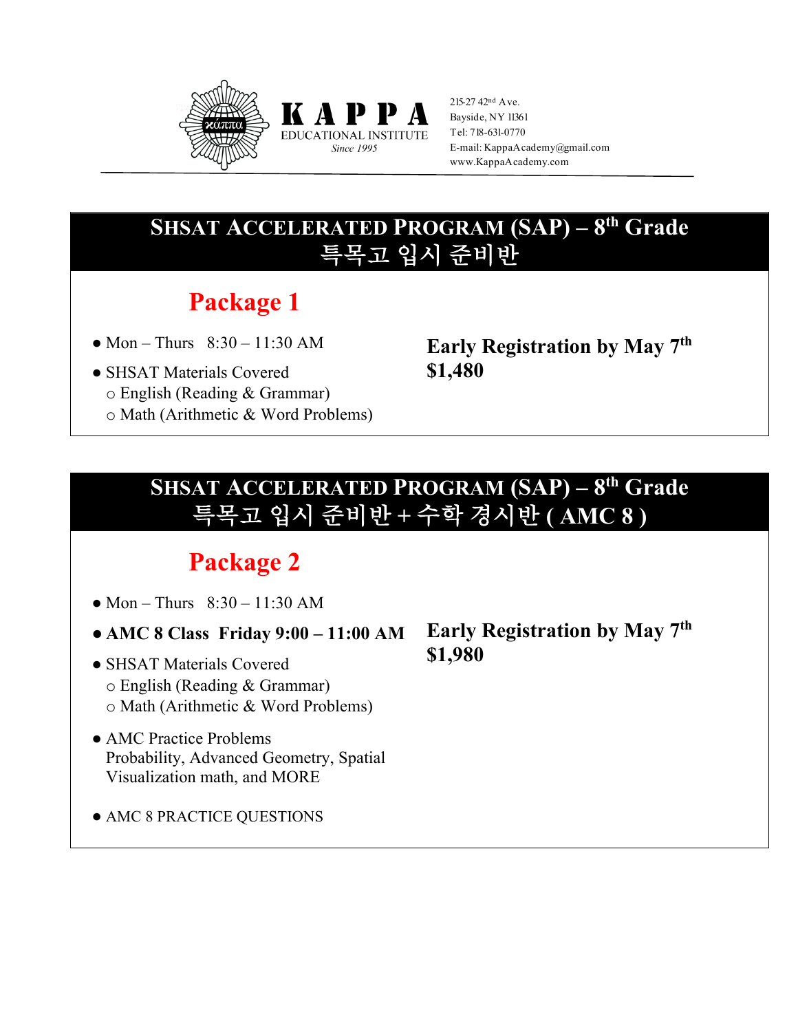**KAPPA**
EDUCATIONAL INSTITUTE
*Since 1995*

215-27 42nd Ave.
Bayside, NY 11361
Tel: 718-631-0770
E-mail: KappaAcademy@gmail.com
www.KappaAcademy.com

---

## SHSAT ACCELERATED PROGRAM (SAP) – 8th Grade
## 특목고 입시 준비반

### Package 1

- Mon – Thurs 8:30 – 11:30 AM
- SHSAT Materials Covered
  - English (Reading & Grammar)
  - Math (Arithmetic & Word Problems)

**Early Registration by May 7th**
**$1,480**

---

## SHSAT ACCELERATED PROGRAM (SAP) – 8th Grade
## 특목고 입시 준비반 + 수학 경시반 ( AMC 8 )

### Package 2

- Mon – Thurs 8:30 – 11:30 AM
- **AMC 8 Class Friday 9:00 – 11:00 AM**
- SHSAT Materials Covered
  - English (Reading & Grammar)
  - Math (Arithmetic & Word Problems)
- AMC Practice Problems
  Probability, Advanced Geometry, Spatial Visualization math, and MORE
- AMC 8 PRACTICE QUESTIONS

**Early Registration by May 7th**
**$1,980**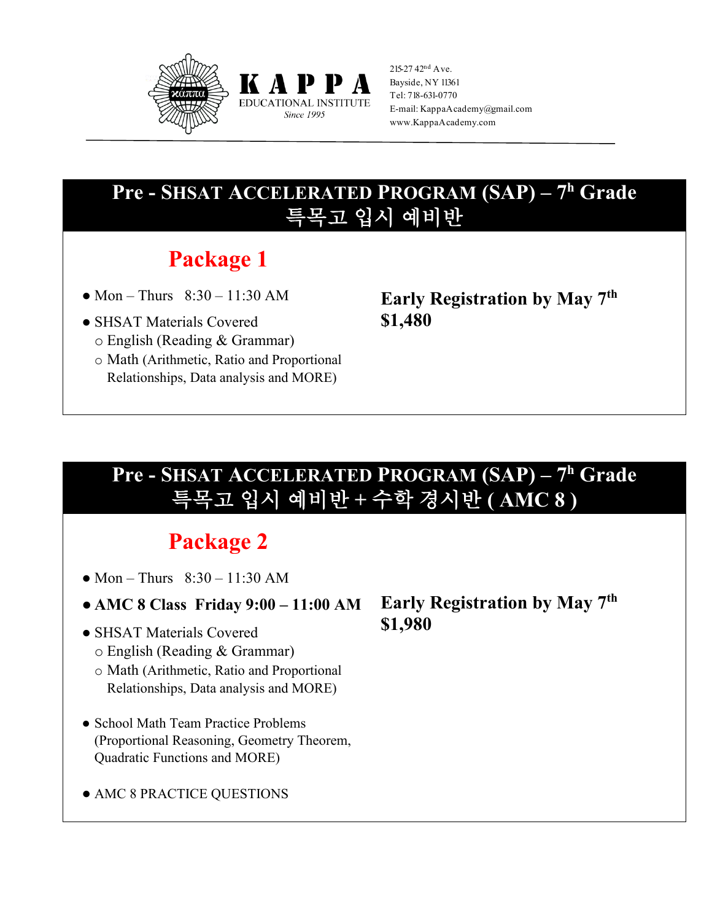KAPPA EDUCATIONAL INSTITUTE
*Since 1995*

215-27 42nd Ave.
Bayside, NY 11361
Tel: 718-631-0770
E-mail: KappaAcademy@gmail.com
www.KappaAcademy.com

---

## Pre - SHSAT ACCELERATED PROGRAM (SAP) – 7h Grade
## 특목고 입시 예비반

### Package 1

- Mon – Thurs 8:30 – 11:30 AM
- SHSAT Materials Covered
  - English (Reading & Grammar)
  - Math (Arithmetic, Ratio and Proportional Relationships, Data analysis and MORE)

**Early Registration by May 7th**
**$1,480**

## Pre - SHSAT ACCELERATED PROGRAM (SAP) – 7h Grade
## 특목고 입시 예비반 + 수학 경시반 ( AMC 8 )

### Package 2

- Mon – Thurs 8:30 – 11:30 AM
- **AMC 8 Class Friday 9:00 – 11:00 AM**
- SHSAT Materials Covered
  - English (Reading & Grammar)
  - Math (Arithmetic, Ratio and Proportional Relationships, Data analysis and MORE)
- School Math Team Practice Problems (Proportional Reasoning, Geometry Theorem, Quadratic Functions and MORE)
- AMC 8 PRACTICE QUESTIONS

**Early Registration by May 7th**
**$1,980**